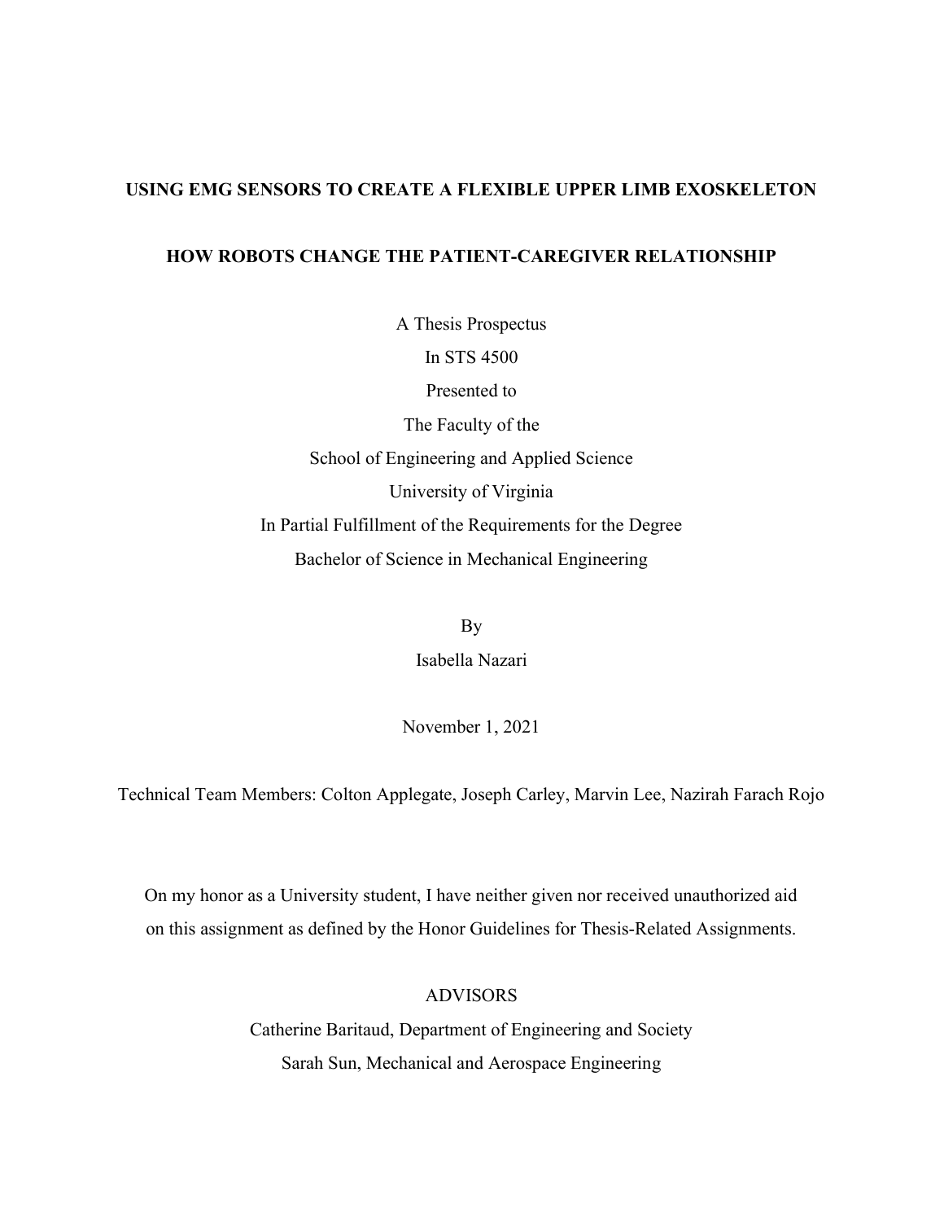# USING EMG SENSORS TO CREATE A FLEXIBLE UPPER LIMB EXOSKELETON

# HOW ROBOTS CHANGE THE PATIENT-CAREGIVER RELATIONSHIP

A Thesis Prospectus

In STS 4500

Presented to

The Faculty of the

School of Engineering and Applied Science

University of Virginia

In Partial Fulfillment of the Requirements for the Degree

Bachelor of Science in Mechanical Engineering

By

Isabella Nazari

November 1, 2021

Technical Team Members: Colton Applegate, Joseph Carley, Marvin Lee, Nazirah Farach Rojo

On my honor as a University student, I have neither given nor received unauthorized aid on this assignment as defined by the Honor Guidelines for Thesis-Related Assignments.

ADVISORS

Catherine Baritaud, Department of Engineering and Society

Sarah Sun, Mechanical and Aerospace Engineering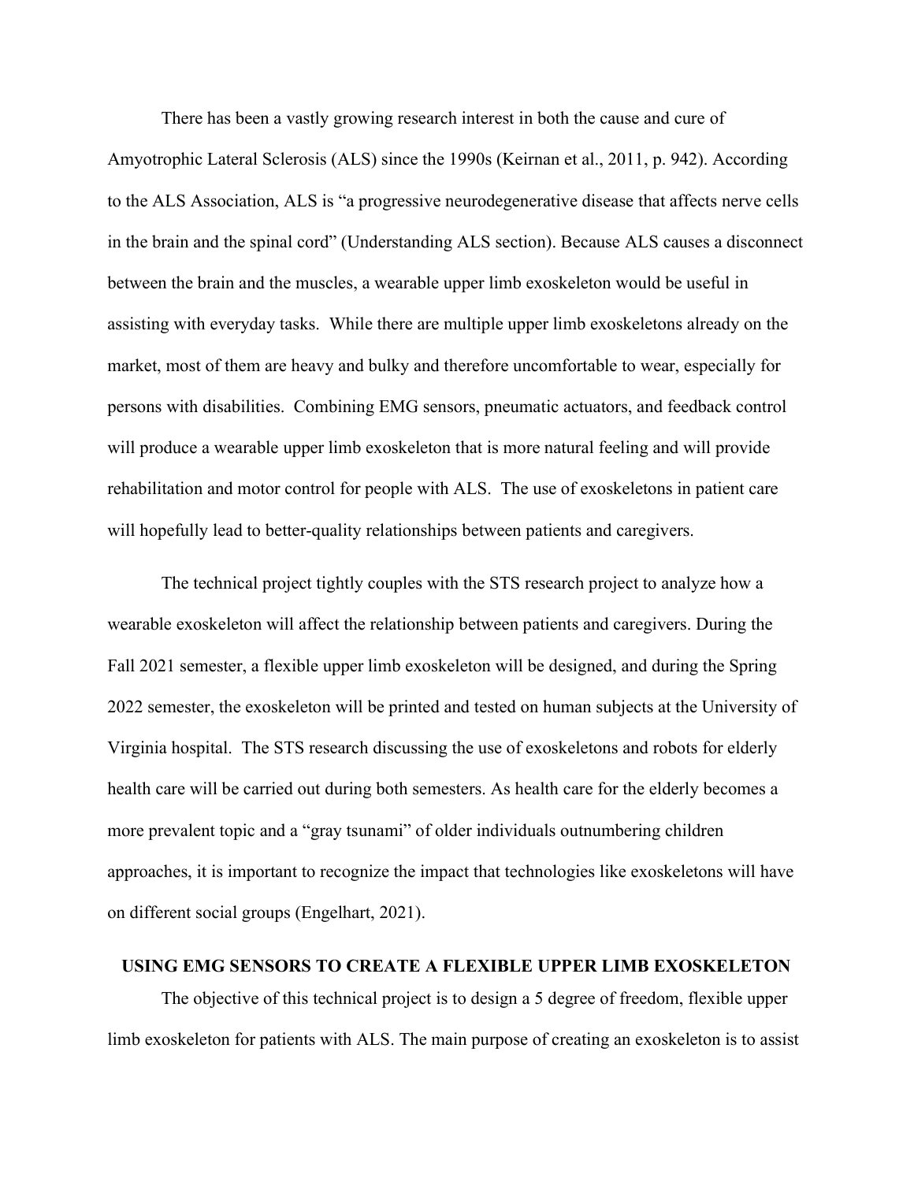There has been a vastly growing research interest in both the cause and cure of Amyotrophic Lateral Sclerosis (ALS) since the 1990s (Keirnan et al., 2011, p. 942). According to the ALS Association, ALS is "a progressive neurodegenerative disease that affects nerve cells in the brain and the spinal cord" (Understanding ALS section). Because ALS causes a disconnect between the brain and the muscles, a wearable upper limb exoskeleton would be useful in assisting with everyday tasks. While there are multiple upper limb exoskeletons already on the market, most of them are heavy and bulky and therefore uncomfortable to wear, especially for persons with disabilities. Combining EMG sensors, pneumatic actuators, and feedback control will produce a wearable upper limb exoskeleton that is more natural feeling and will provide rehabilitation and motor control for people with ALS. The use of exoskeletons in patient care will hopefully lead to better-quality relationships between patients and caregivers.

The technical project tightly couples with the STS research project to analyze how a wearable exoskeleton will affect the relationship between patients and caregivers. During the Fall 2021 semester, a flexible upper limb exoskeleton will be designed, and during the Spring 2022 semester, the exoskeleton will be printed and tested on human subjects at the University of Virginia hospital. The STS research discussing the use of exoskeletons and robots for elderly health care will be carried out during both semesters. As health care for the elderly becomes a more prevalent topic and a "gray tsunami" of older individuals outnumbering children approaches, it is important to recognize the impact that technologies like exoskeletons will have on different social groups (Engelhart, 2021).

## USING EMG SENSORS TO CREATE A FLEXIBLE UPPER LIMB EXOSKELETON

The objective of this technical project is to design a 5 degree of freedom, flexible upper limb exoskeleton for patients with ALS. The main purpose of creating an exoskeleton is to assist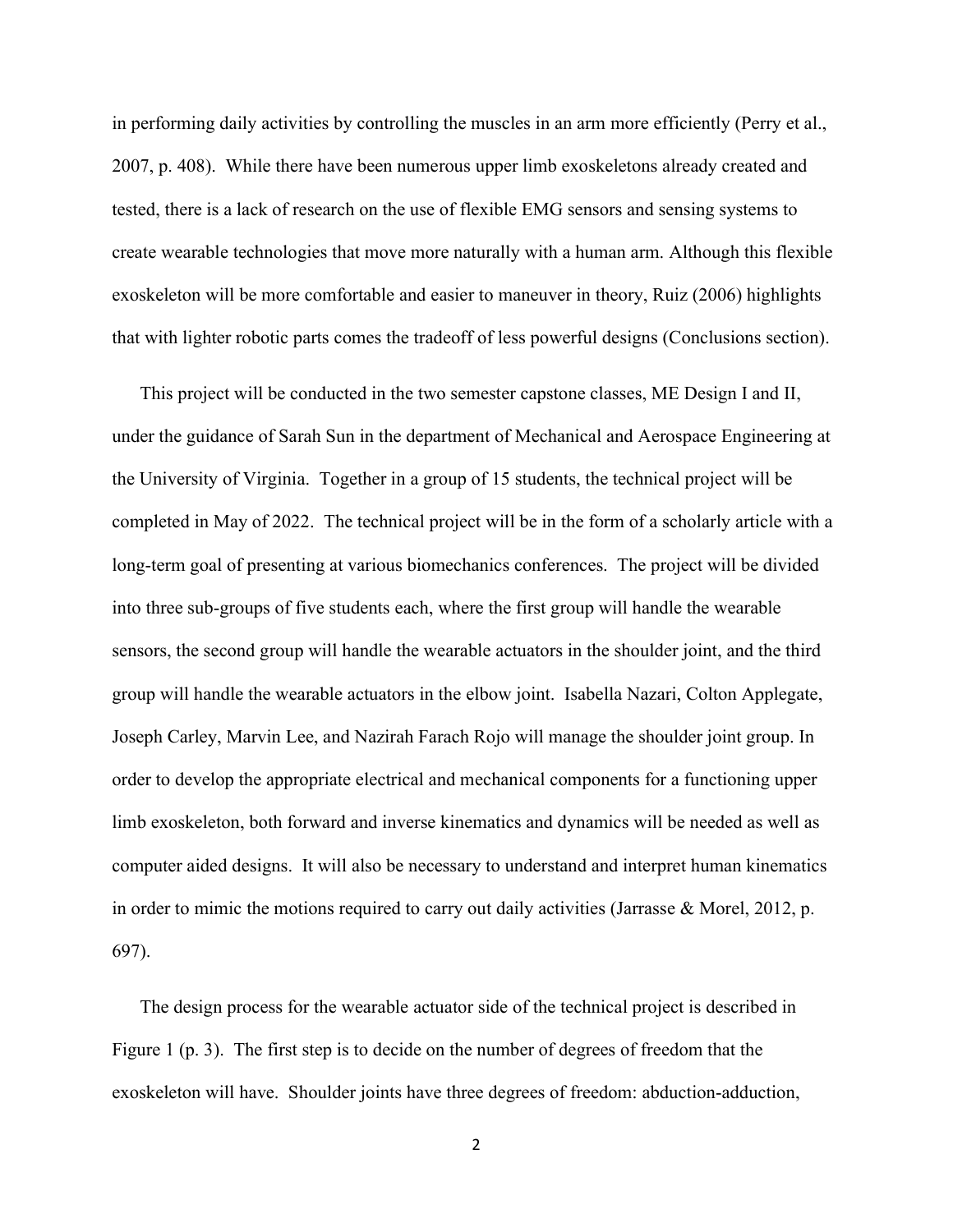in performing daily activities by controlling the muscles in an arm more efficiently (Perry et al., 2007, p. 408). While there have been numerous upper limb exoskeletons already created and tested, there is a lack of research on the use of flexible EMG sensors and sensing systems to create wearable technologies that move more naturally with a human arm. Although this flexible exoskeleton will be more comfortable and easier to maneuver in theory, Ruiz (2006) highlights that with lighter robotic parts comes the tradeoff of less powerful designs (Conclusions section).

This project will be conducted in the two semester capstone classes, ME Design I and II, under the guidance of Sarah Sun in the department of Mechanical and Aerospace Engineering at the University of Virginia. Together in a group of 15 students, the technical project will be completed in May of 2022. The technical project will be in the form of a scholarly article with a long-term goal of presenting at various biomechanics conferences. The project will be divided into three sub-groups of five students each, where the first group will handle the wearable sensors, the second group will handle the wearable actuators in the shoulder joint, and the third group will handle the wearable actuators in the elbow joint. Isabella Nazari, Colton Applegate, Joseph Carley, Marvin Lee, and Nazirah Farach Rojo will manage the shoulder joint group. In order to develop the appropriate electrical and mechanical components for a functioning upper limb exoskeleton, both forward and inverse kinematics and dynamics will be needed as well as computer aided designs. It will also be necessary to understand and interpret human kinematics in order to mimic the motions required to carry out daily activities (Jarrasse & Morel, 2012, p. 697).

The design process for the wearable actuator side of the technical project is described in Figure 1 (p. 3). The first step is to decide on the number of degrees of freedom that the exoskeleton will have. Shoulder joints have three degrees of freedom: abduction-adduction,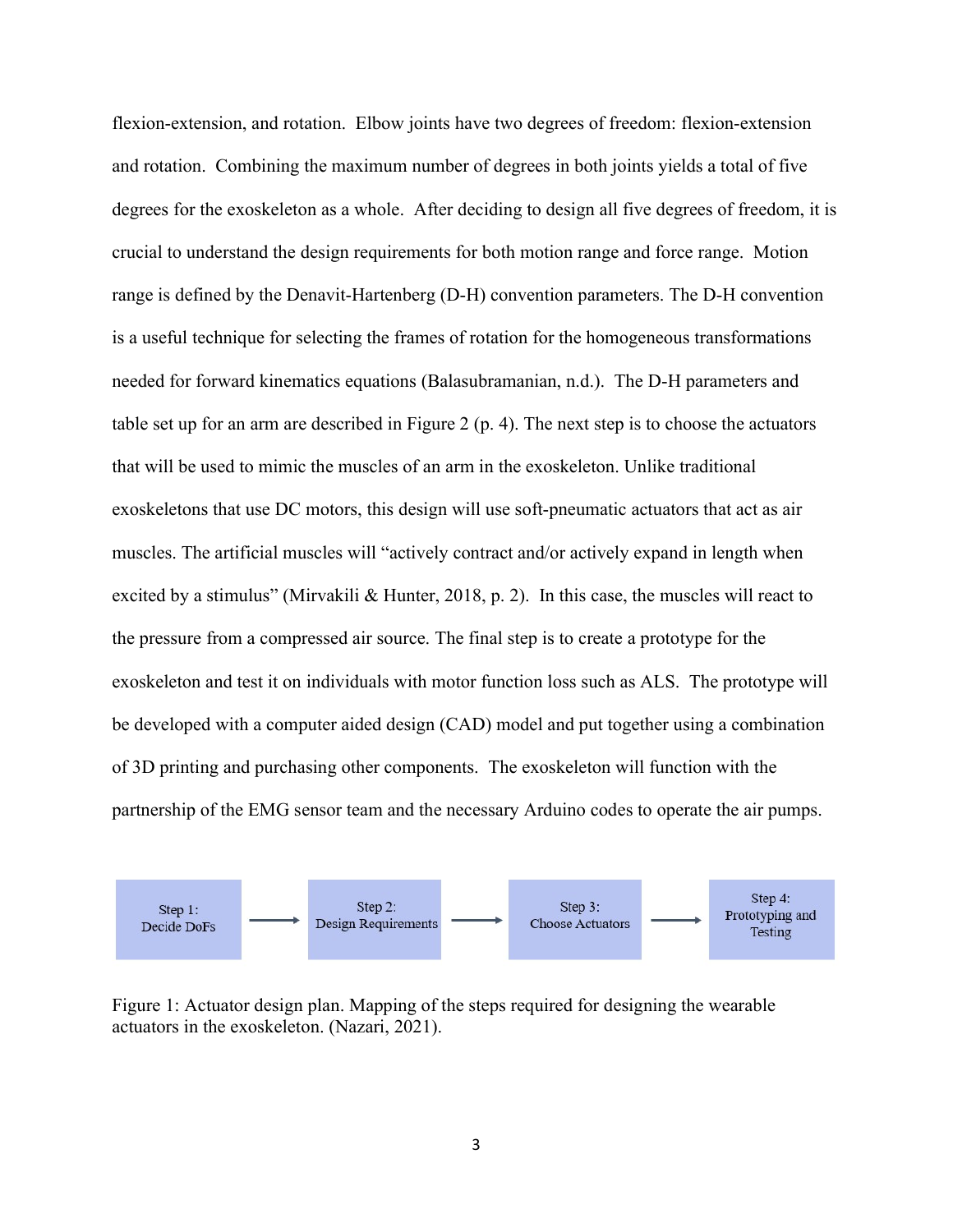flexion-extension, and rotation. Elbow joints have two degrees of freedom: flexion-extension and rotation. Combining the maximum number of degrees in both joints yields a total of five degrees for the exoskeleton as a whole. After deciding to design all five degrees of freedom, it is crucial to understand the design requirements for both motion range and force range. Motion range is defined by the Denavit-Hartenberg (D-H) convention parameters. The D-H convention is a useful technique for selecting the frames of rotation for the homogeneous transformations needed for forward kinematics equations (Balasubramanian, n.d.). The D-H parameters and table set up for an arm are described in Figure 2 (p. 4). The next step is to choose the actuators that will be used to mimic the muscles of an arm in the exoskeleton. Unlike traditional exoskeletons that use DC motors, this design will use soft-pneumatic actuators that act as air muscles. The artificial muscles will "actively contract and/or actively expand in length when excited by a stimulus" (Mirvakili & Hunter, 2018, p. 2). In this case, the muscles will react to the pressure from a compressed air source. The final step is to create a prototype for the exoskeleton and test it on individuals with motor function loss such as ALS. The prototype will be developed with a computer aided design (CAD) model and put together using a combination of 3D printing and purchasing other components. The exoskeleton will function with the partnership of the EMG sensor team and the necessary Arduino codes to operate the air pumps.

Step 1: Decide DoFs → Step 2: Design Requirements → Step 3: Choose Actuators → Step 4: Prototyping and Testing

Figure 1: Actuator design plan. Mapping of the steps required for designing the wearable actuators in the exoskeleton. (Nazari, 2021).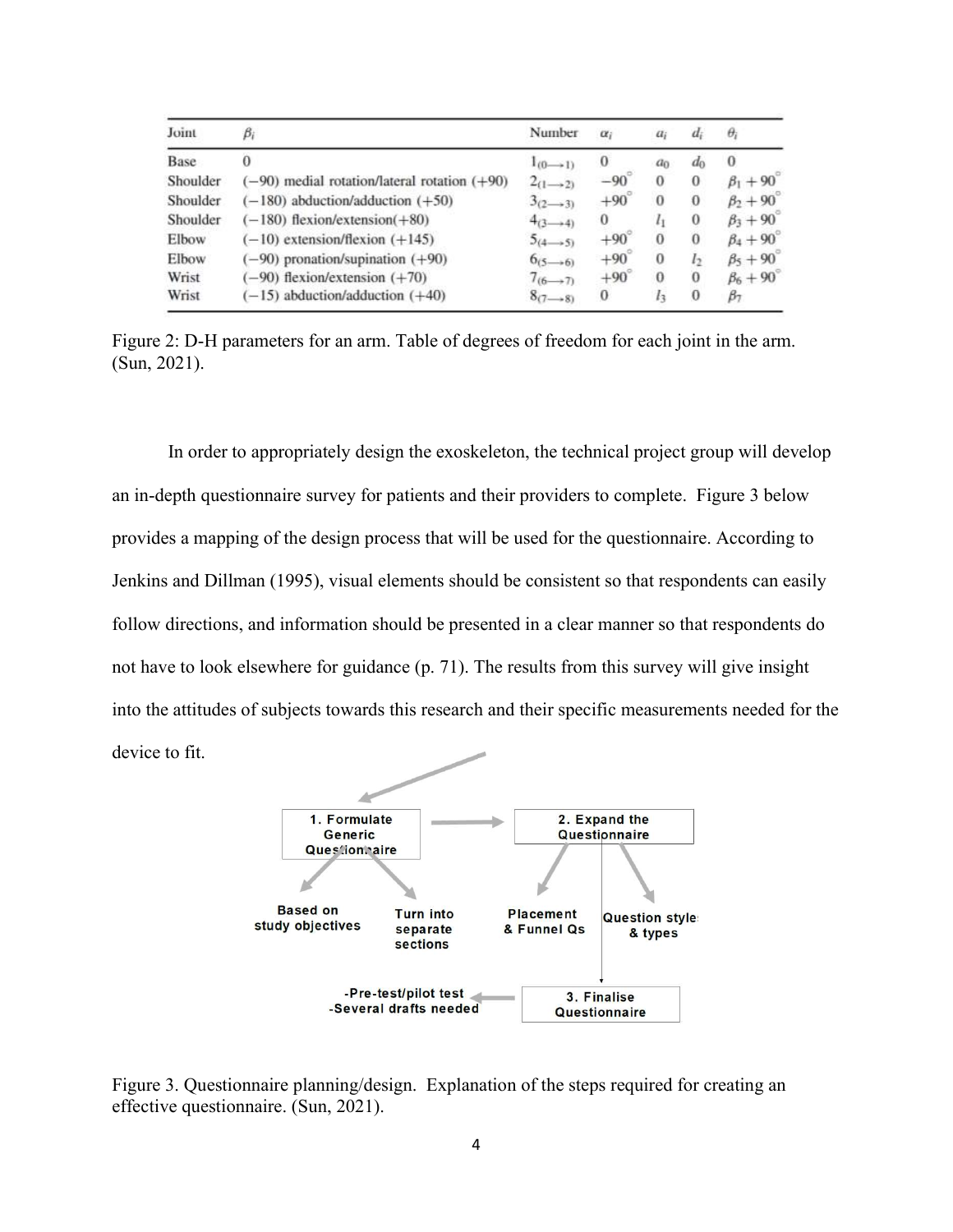| Joint | $\beta_i$ | Number | $\alpha_i$ | $a_i$ | $d_i$ | $\theta_i$ |
|---|---|---|---|---|---|---|
| Base | 0 | $1_{(0\rightarrow1)}$ | 0 | $a_0$ | $d_0$ | 0 |
| Shoulder | (−90) medial rotation/lateral rotation (+90) | $2_{(1\rightarrow2)}$ | $-90^\circ$ | 0 | 0 | $\beta_1+90^\circ$ |
| Shoulder | (−180) abduction/adduction (+50) | $3_{(2\rightarrow3)}$ | $+90^\circ$ | 0 | 0 | $\beta_2+90^\circ$ |
| Shoulder | (−180) flexion/extension(+80) | $4_{(3\rightarrow4)}$ | 0 | $l_1$ | 0 | $\beta_3+90^\circ$ |
| Elbow | (−10) extension/flexion (+145) | $5_{(4\rightarrow5)}$ | $+90^\circ$ | 0 | 0 | $\beta_4+90^\circ$ |
| Elbow | (−90) pronation/supination (+90) | $6_{(5\rightarrow6)}$ | $+90^\circ$ | 0 | $l_2$ | $\beta_5+90^\circ$ |
| Wrist | (−90) flexion/extension (+70) | $7_{(6\rightarrow7)}$ | $+90^\circ$ | 0 | 0 | $\beta_6+90^\circ$ |
| Wrist | (−15) abduction/adduction (+40) | $8_{(7\rightarrow8)}$ | 0 | $l_3$ | 0 | $\beta_7$ |

Figure 2: D-H parameters for an arm. Table of degrees of freedom for each joint in the arm. (Sun, 2021).

In order to appropriately design the exoskeleton, the technical project group will develop an in-depth questionnaire survey for patients and their providers to complete. Figure 3 below provides a mapping of the design process that will be used for the questionnaire. According to Jenkins and Dillman (1995), visual elements should be consistent so that respondents can easily follow directions, and information should be presented in a clear manner so that respondents do not have to look elsewhere for guidance (p. 71). The results from this survey will give insight into the attitudes of subjects towards this research and their specific measurements needed for the device to fit.

1. Formulate Generic Questionnaire
   - Based on study objectives
   - Turn into separate sections

2. Expand the Questionnaire
   - Placement & Funnel Qs
   - Question style & types

3. Finalise Questionnaire
   - Pre-test/pilot test
   - Several drafts needed

Figure 3. Questionnaire planning/design. Explanation of the steps required for creating an effective questionnaire. (Sun, 2021).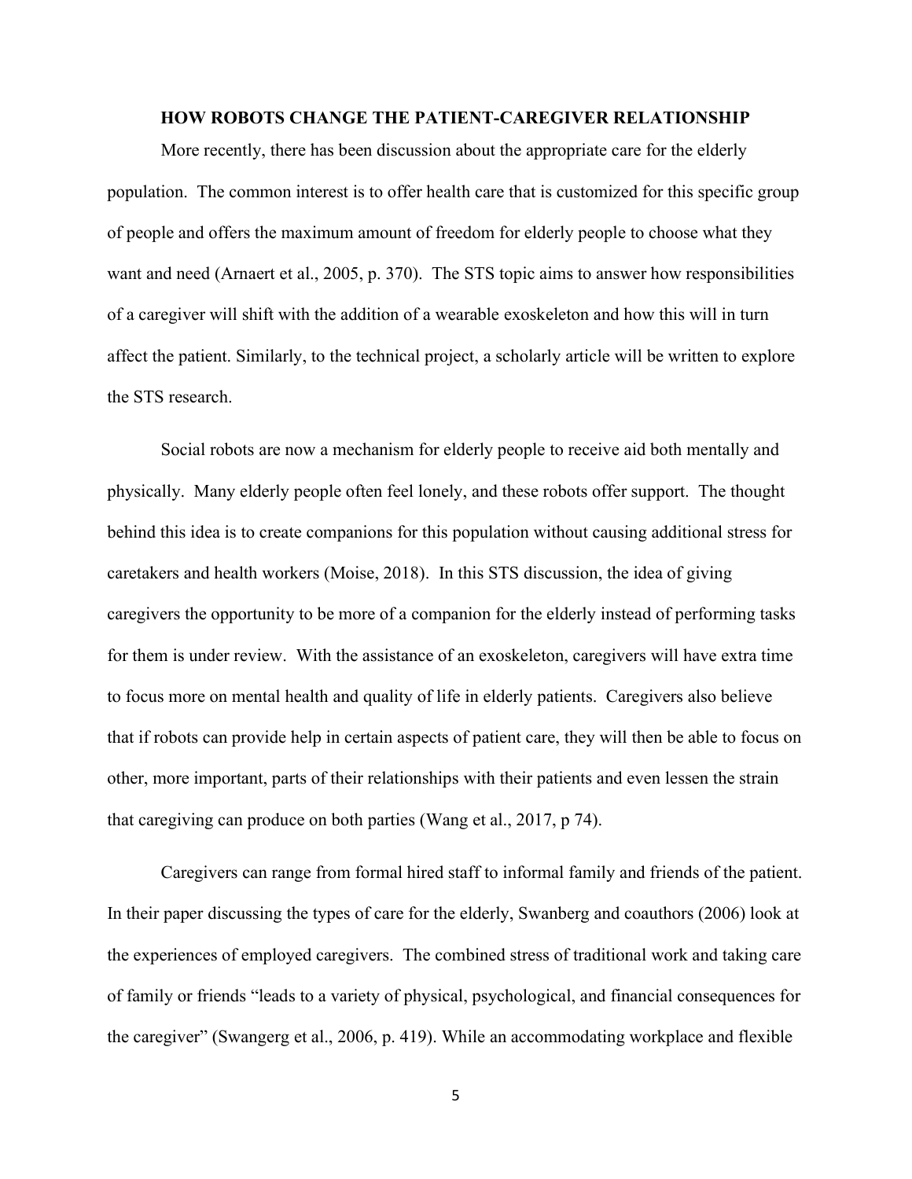**HOW ROBOTS CHANGE THE PATIENT-CAREGIVER RELATIONSHIP**

More recently, there has been discussion about the appropriate care for the elderly population. The common interest is to offer health care that is customized for this specific group of people and offers the maximum amount of freedom for elderly people to choose what they want and need (Arnaert et al., 2005, p. 370). The STS topic aims to answer how responsibilities of a caregiver will shift with the addition of a wearable exoskeleton and how this will in turn affect the patient. Similarly, to the technical project, a scholarly article will be written to explore the STS research.

Social robots are now a mechanism for elderly people to receive aid both mentally and physically. Many elderly people often feel lonely, and these robots offer support. The thought behind this idea is to create companions for this population without causing additional stress for caretakers and health workers (Moise, 2018). In this STS discussion, the idea of giving caregivers the opportunity to be more of a companion for the elderly instead of performing tasks for them is under review. With the assistance of an exoskeleton, caregivers will have extra time to focus more on mental health and quality of life in elderly patients. Caregivers also believe that if robots can provide help in certain aspects of patient care, they will then be able to focus on other, more important, parts of their relationships with their patients and even lessen the strain that caregiving can produce on both parties (Wang et al., 2017, p 74).

Caregivers can range from formal hired staff to informal family and friends of the patient. In their paper discussing the types of care for the elderly, Swanberg and coauthors (2006) look at the experiences of employed caregivers. The combined stress of traditional work and taking care of family or friends "leads to a variety of physical, psychological, and financial consequences for the caregiver" (Swangerg et al., 2006, p. 419). While an accommodating workplace and flexible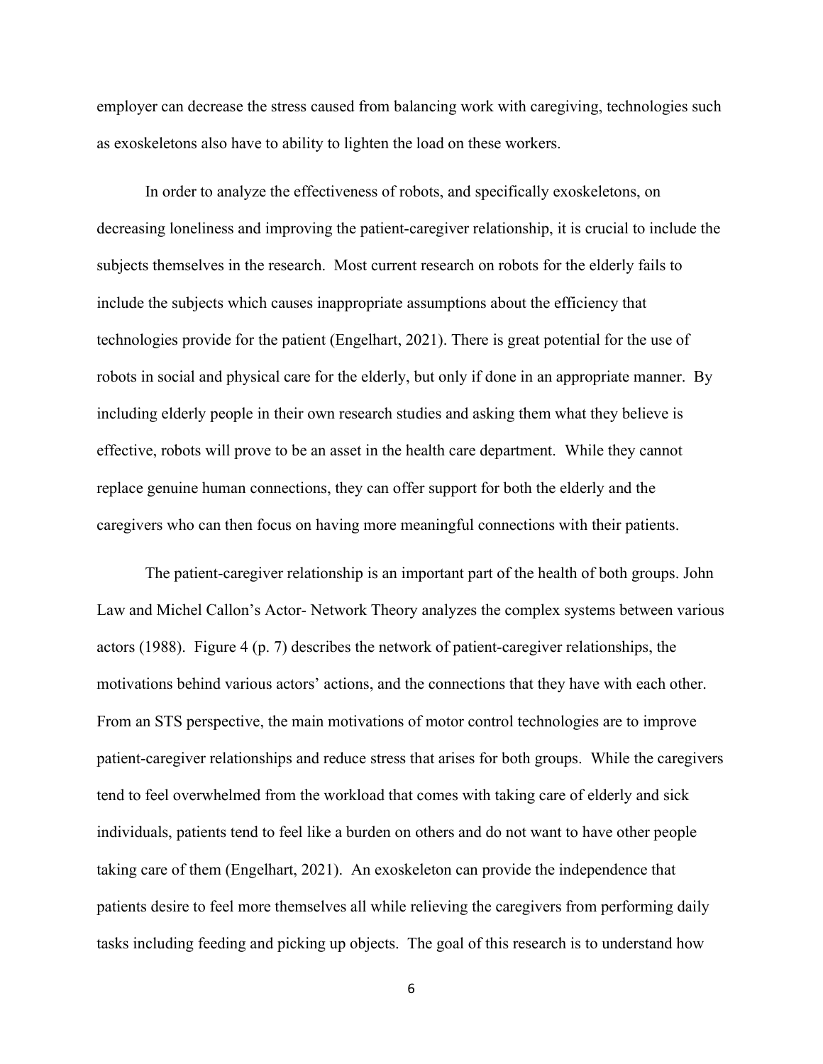employer can decrease the stress caused from balancing work with caregiving, technologies such as exoskeletons also have to ability to lighten the load on these workers.

In order to analyze the effectiveness of robots, and specifically exoskeletons, on decreasing loneliness and improving the patient-caregiver relationship, it is crucial to include the subjects themselves in the research. Most current research on robots for the elderly fails to include the subjects which causes inappropriate assumptions about the efficiency that technologies provide for the patient (Engelhart, 2021). There is great potential for the use of robots in social and physical care for the elderly, but only if done in an appropriate manner. By including elderly people in their own research studies and asking them what they believe is effective, robots will prove to be an asset in the health care department. While they cannot replace genuine human connections, they can offer support for both the elderly and the caregivers who can then focus on having more meaningful connections with their patients.

The patient-caregiver relationship is an important part of the health of both groups. John Law and Michel Callon's Actor- Network Theory analyzes the complex systems between various actors (1988). Figure 4 (p. 7) describes the network of patient-caregiver relationships, the motivations behind various actors' actions, and the connections that they have with each other. From an STS perspective, the main motivations of motor control technologies are to improve patient-caregiver relationships and reduce stress that arises for both groups. While the caregivers tend to feel overwhelmed from the workload that comes with taking care of elderly and sick individuals, patients tend to feel like a burden on others and do not want to have other people taking care of them (Engelhart, 2021). An exoskeleton can provide the independence that patients desire to feel more themselves all while relieving the caregivers from performing daily tasks including feeding and picking up objects. The goal of this research is to understand how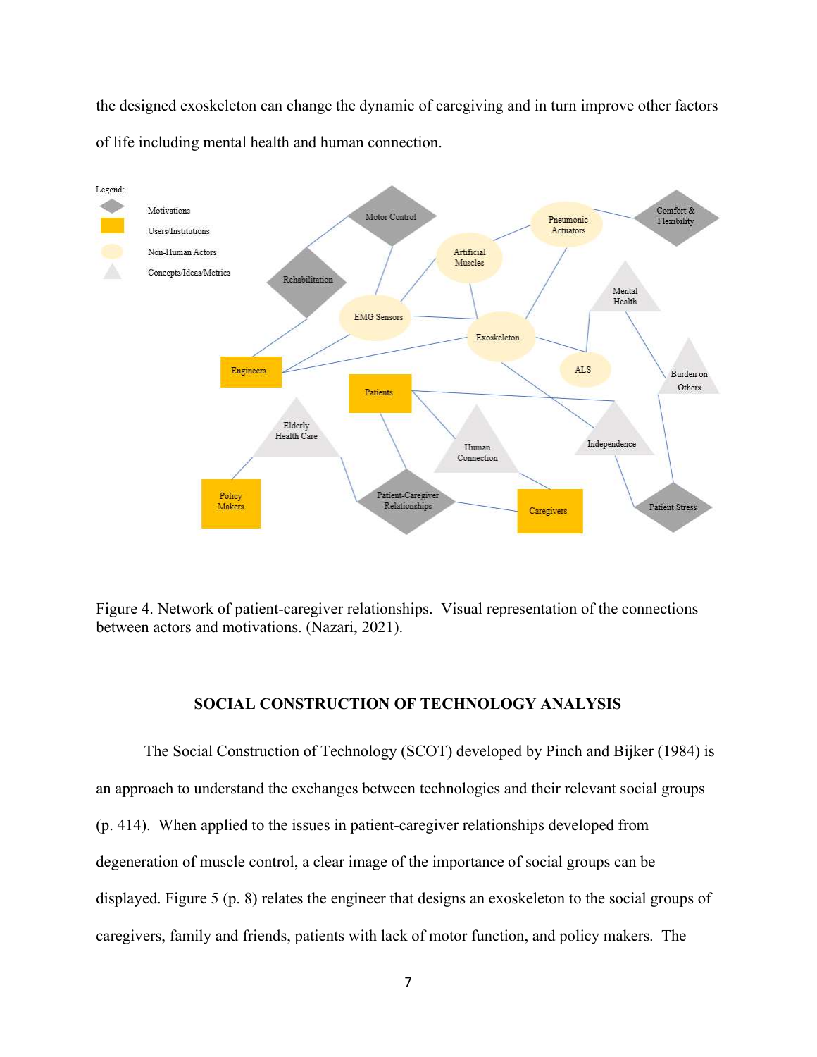the designed exoskeleton can change the dynamic of caregiving and in turn improve other factors of life including mental health and human connection.

Figure 4. Network of patient-caregiver relationships. Visual representation of the connections between actors and motivations. (Nazari, 2021).

## SOCIAL CONSTRUCTION OF TECHNOLOGY ANALYSIS

The Social Construction of Technology (SCOT) developed by Pinch and Bijker (1984) is an approach to understand the exchanges between technologies and their relevant social groups (p. 414). When applied to the issues in patient-caregiver relationships developed from degeneration of muscle control, a clear image of the importance of social groups can be displayed. Figure 5 (p. 8) relates the engineer that designs an exoskeleton to the social groups of caregivers, family and friends, patients with lack of motor function, and policy makers. The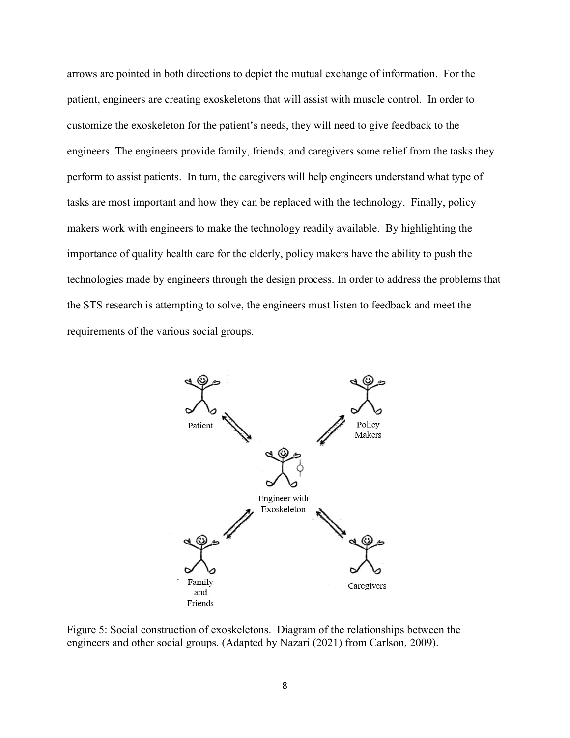arrows are pointed in both directions to depict the mutual exchange of information. For the patient, engineers are creating exoskeletons that will assist with muscle control. In order to customize the exoskeleton for the patient's needs, they will need to give feedback to the engineers. The engineers provide family, friends, and caregivers some relief from the tasks they perform to assist patients. In turn, the caregivers will help engineers understand what type of tasks are most important and how they can be replaced with the technology. Finally, policy makers work with engineers to make the technology readily available. By highlighting the importance of quality health care for the elderly, policy makers have the ability to push the technologies made by engineers through the design process. In order to address the problems that the STS research is attempting to solve, the engineers must listen to feedback and meet the requirements of the various social groups.

Figure 5: Social construction of exoskeletons. Diagram of the relationships between the engineers and other social groups. (Adapted by Nazari (2021) from Carlson, 2009).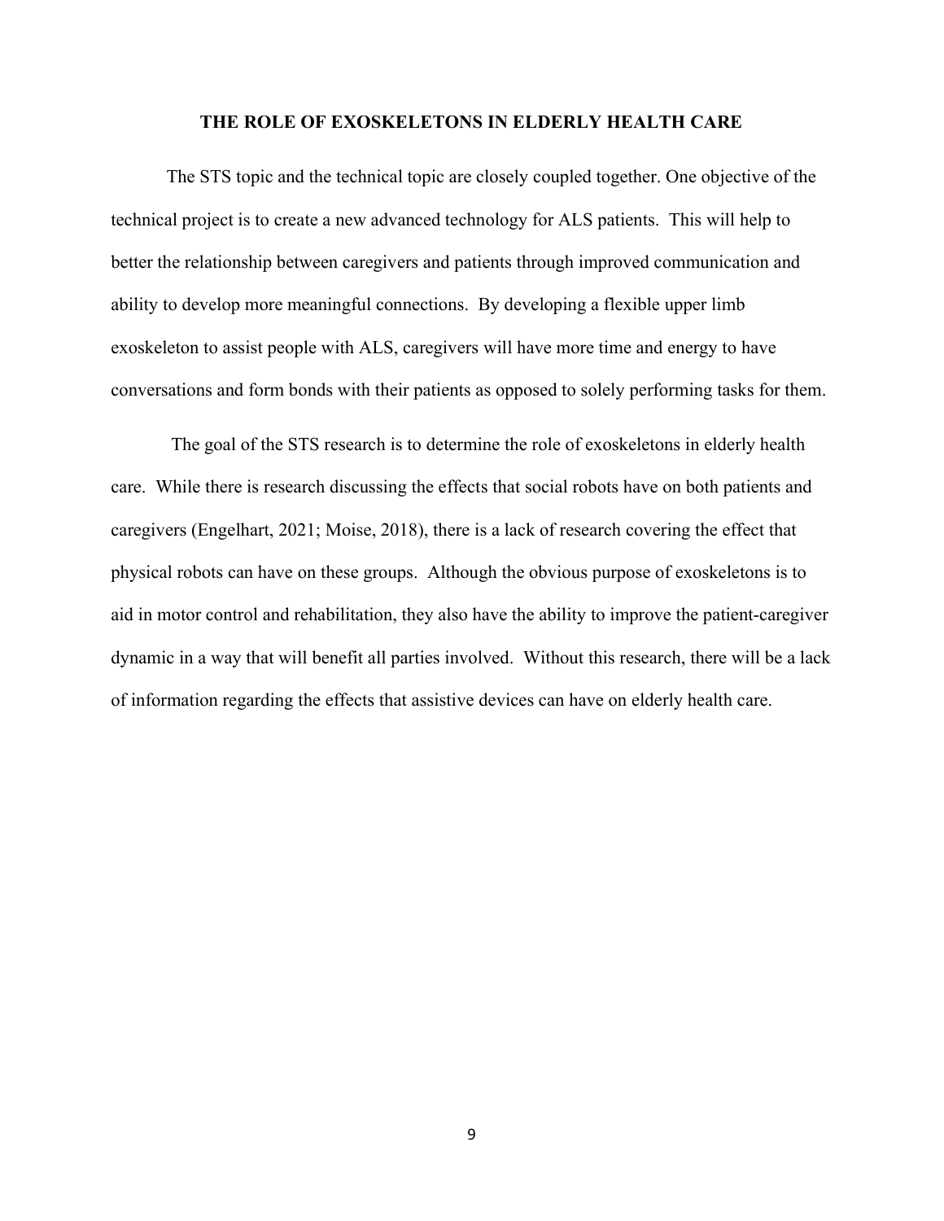## THE ROLE OF EXOSKELETONS IN ELDERLY HEALTH CARE

The STS topic and the technical topic are closely coupled together. One objective of the technical project is to create a new advanced technology for ALS patients. This will help to better the relationship between caregivers and patients through improved communication and ability to develop more meaningful connections. By developing a flexible upper limb exoskeleton to assist people with ALS, caregivers will have more time and energy to have conversations and form bonds with their patients as opposed to solely performing tasks for them.

The goal of the STS research is to determine the role of exoskeletons in elderly health care. While there is research discussing the effects that social robots have on both patients and caregivers (Engelhart, 2021; Moise, 2018), there is a lack of research covering the effect that physical robots can have on these groups. Although the obvious purpose of exoskeletons is to aid in motor control and rehabilitation, they also have the ability to improve the patient-caregiver dynamic in a way that will benefit all parties involved. Without this research, there will be a lack of information regarding the effects that assistive devices can have on elderly health care.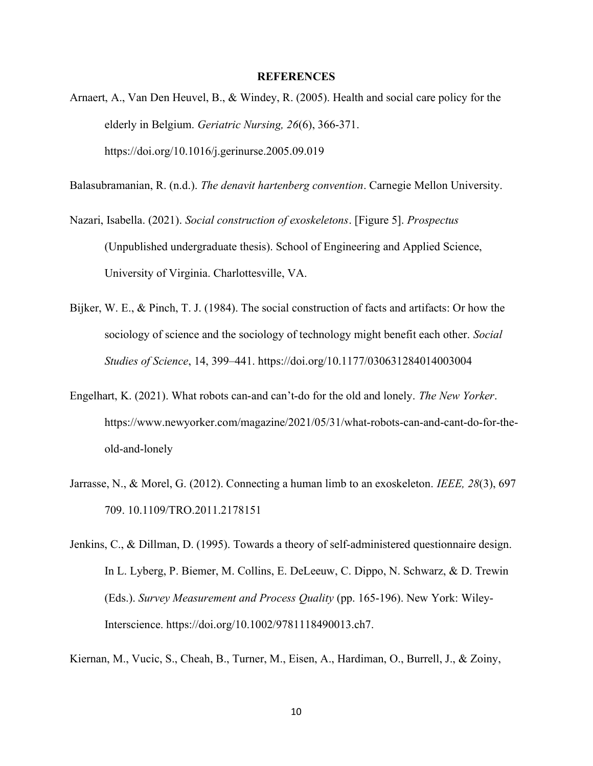# REFERENCES

Arnaert, A., Van Den Heuvel, B., & Windey, R. (2005). Health and social care policy for the elderly in Belgium. *Geriatric Nursing, 26*(6), 366-371. https://doi.org/10.1016/j.gerinurse.2005.09.019

Balasubramanian, R. (n.d.). *The denavit hartenberg convention*. Carnegie Mellon University.

Nazari, Isabella. (2021). *Social construction of exoskeletons*. [Figure 5]. *Prospectus* (Unpublished undergraduate thesis). School of Engineering and Applied Science, University of Virginia. Charlottesville, VA.

Bijker, W. E., & Pinch, T. J. (1984). The social construction of facts and artifacts: Or how the sociology of science and the sociology of technology might benefit each other. *Social Studies of Science*, 14, 399–441. https://doi.org/10.1177/030631284014003004

Engelhart, K. (2021). What robots can-and can't-do for the old and lonely. *The New Yorker*. https://www.newyorker.com/magazine/2021/05/31/what-robots-can-and-cant-do-for-the-old-and-lonely

Jarrasse, N., & Morel, G. (2012). Connecting a human limb to an exoskeleton. *IEEE, 28*(3), 697 709. 10.1109/TRO.2011.2178151

Jenkins, C., & Dillman, D. (1995). Towards a theory of self-administered questionnaire design. In L. Lyberg, P. Biemer, M. Collins, E. DeLeeuw, C. Dippo, N. Schwarz, & D. Trewin (Eds.). *Survey Measurement and Process Quality* (pp. 165-196). New York: Wiley-Interscience. https://doi.org/10.1002/9781118490013.ch7.

Kiernan, M., Vucic, S., Cheah, B., Turner, M., Eisen, A., Hardiman, O., Burrell, J., & Zoiny,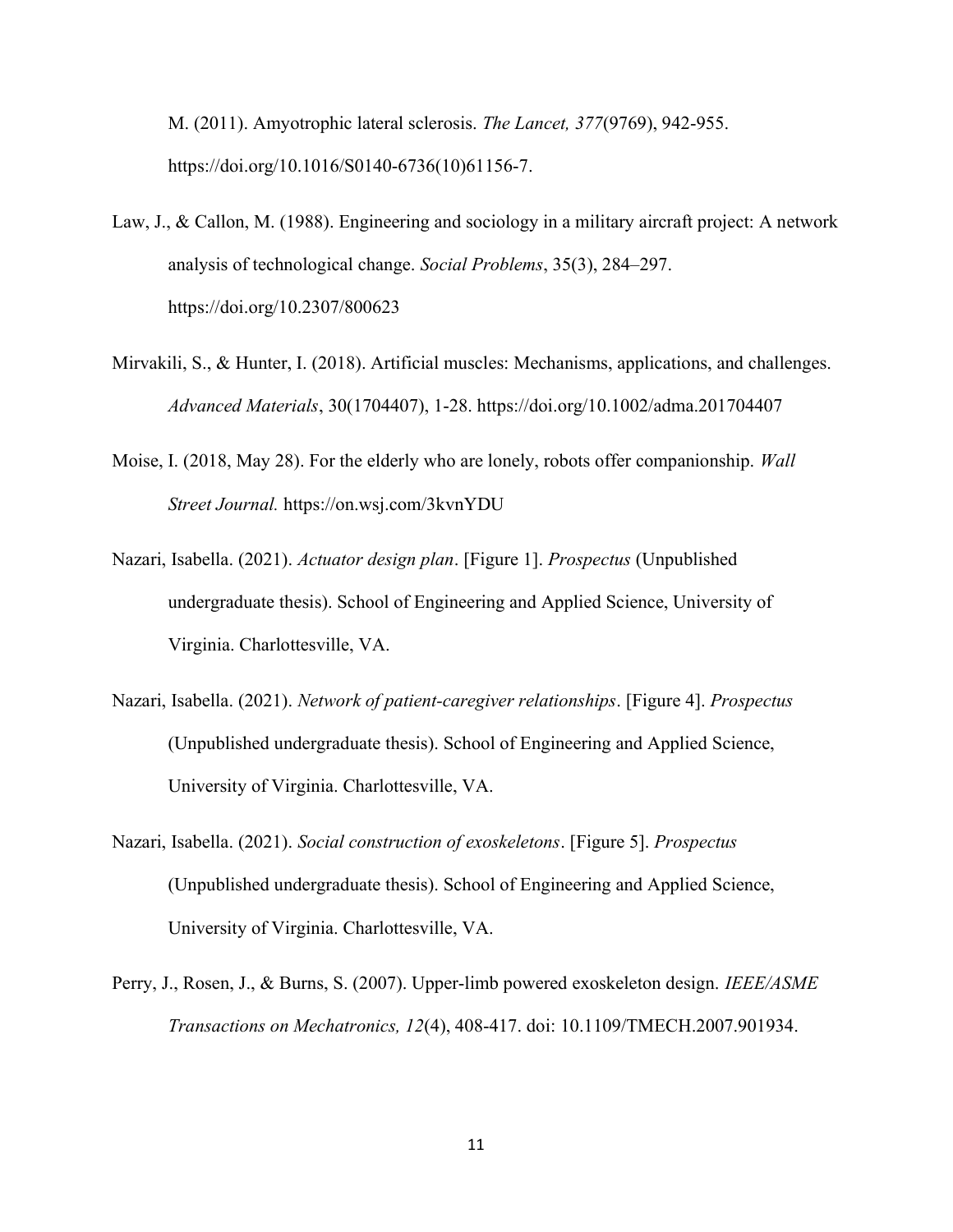M. (2011). Amyotrophic lateral sclerosis. *The Lancet, 377*(9769), 942-955. https://doi.org/10.1016/S0140-6736(10)61156-7.

Law, J., & Callon, M. (1988). Engineering and sociology in a military aircraft project: A network analysis of technological change. *Social Problems*, 35(3), 284–297. https://doi.org/10.2307/800623

Mirvakili, S., & Hunter, I. (2018). Artificial muscles: Mechanisms, applications, and challenges. *Advanced Materials*, 30(1704407), 1-28. https://doi.org/10.1002/adma.201704407

Moise, I. (2018, May 28). For the elderly who are lonely, robots offer companionship. *Wall Street Journal.* https://on.wsj.com/3kvnYDU

Nazari, Isabella. (2021). *Actuator design plan*. [Figure 1]. *Prospectus* (Unpublished undergraduate thesis). School of Engineering and Applied Science, University of Virginia. Charlottesville, VA.

Nazari, Isabella. (2021). *Network of patient-caregiver relationships*. [Figure 4]. *Prospectus* (Unpublished undergraduate thesis). School of Engineering and Applied Science, University of Virginia. Charlottesville, VA.

Nazari, Isabella. (2021). *Social construction of exoskeletons*. [Figure 5]. *Prospectus* (Unpublished undergraduate thesis). School of Engineering and Applied Science, University of Virginia. Charlottesville, VA.

Perry, J., Rosen, J., & Burns, S. (2007). Upper-limb powered exoskeleton design. *IEEE/ASME Transactions on Mechatronics, 12*(4), 408-417. doi: 10.1109/TMECH.2007.901934.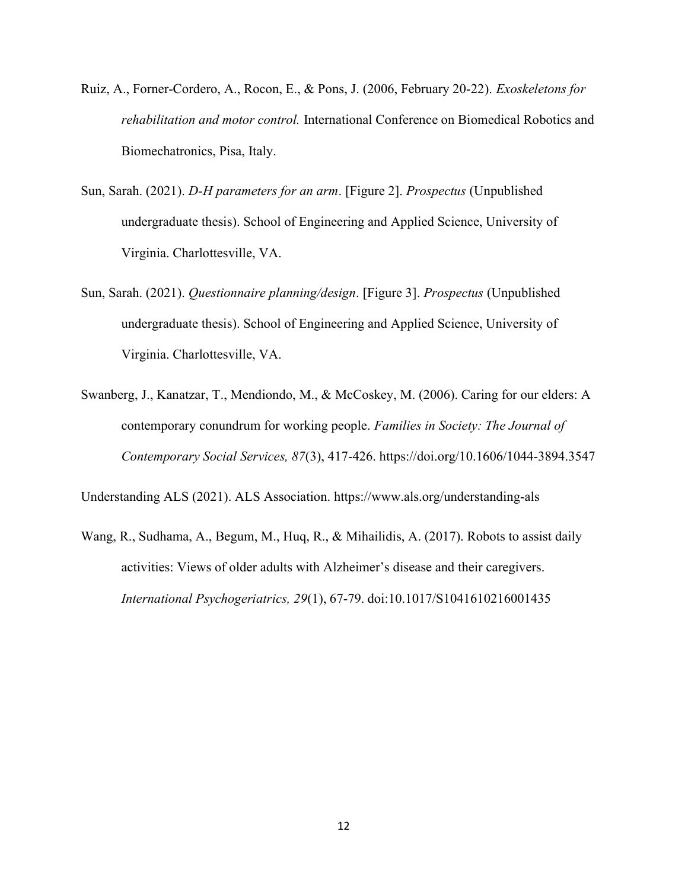Ruiz, A., Forner-Cordero, A., Rocon, E., & Pons, J. (2006, February 20-22). *Exoskeletons for rehabilitation and motor control.* International Conference on Biomedical Robotics and Biomechatronics, Pisa, Italy.

Sun, Sarah. (2021). *D-H parameters for an arm*. [Figure 2]. *Prospectus* (Unpublished undergraduate thesis). School of Engineering and Applied Science, University of Virginia. Charlottesville, VA.

Sun, Sarah. (2021). *Questionnaire planning/design*. [Figure 3]. *Prospectus* (Unpublished undergraduate thesis). School of Engineering and Applied Science, University of Virginia. Charlottesville, VA.

Swanberg, J., Kanatzar, T., Mendiondo, M., & McCoskey, M. (2006). Caring for our elders: A contemporary conundrum for working people. *Families in Society: The Journal of Contemporary Social Services, 87*(3), 417-426. https://doi.org/10.1606/1044-3894.3547

Understanding ALS (2021). ALS Association. https://www.als.org/understanding-als

Wang, R., Sudhama, A., Begum, M., Huq, R., & Mihailidis, A. (2017). Robots to assist daily activities: Views of older adults with Alzheimer's disease and their caregivers. *International Psychogeriatrics, 29*(1), 67-79. doi:10.1017/S1041610216001435